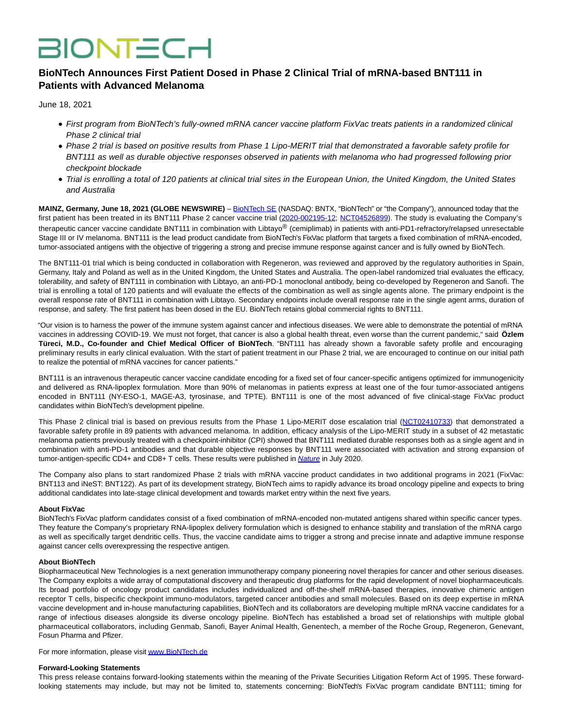# BIONTECH

## BioNTech Announces First Patient Dosed in Phase 2 Clinical Trial of mRNA-based BNT111 in Patients with Advanced Melanoma

June 18, 2021

- *First program from BioNTech's fully-owned mRNA cancer vaccine platform FixVac treats patients in a randomized clinical Phase 2 clinical trial*
- *Phase 2 trial is based on positive results from Phase 1 Lipo-MERIT trial that demonstrated a favorable safety profile for BNT111 as well as durable objective responses observed in patients with melanoma who had progressed following prior checkpoint blockade*
- *Trial is enrolling a total of 120 patients at clinical trial sites in the European Union, the United Kingdom, the United States and Australia*

**MAINZ, Germany, June 18, 2021 (GLOBE NEWSWIRE)** – BioNTech SE (NASDAQ: BNTX, "BioNTech" or "the Company"), announced today that the first patient has been treated in its BNT111 Phase 2 cancer vaccine trial (2020-002195-12; NCT04526899). The study is evaluating the Company's therapeutic cancer vaccine candidate BNT111 in combination with Libtayo® (cemiplimab) in patients with anti-PD1-refractory/relapsed unresectable Stage III or IV melanoma. BNT111 is the lead product candidate from BioNTech's FixVac platform that targets a fixed combination of mRNA-encoded, tumor-associated antigens with the objective of triggering a strong and precise immune response against cancer and is fully owned by BioNTech.

The BNT111-01 trial which is being conducted in collaboration with Regeneron, was reviewed and approved by the regulatory authorities in Spain, Germany, Italy and Poland as well as in the United Kingdom, the United States and Australia. The open-label randomized trial evaluates the efficacy, tolerability, and safety of BNT111 in combination with Libtayo, an anti-PD-1 monoclonal antibody, being co-developed by Regeneron and Sanofi. The trial is enrolling a total of 120 patients and will evaluate the effects of the combination as well as single agents alone. The primary endpoint is the overall response rate of BNT111 in combination with Libtayo. Secondary endpoints include overall response rate in the single agent arms, duration of response, and safety. The first patient has been dosed in the EU. BioNTech retains global commercial rights to BNT111.

"Our vision is to harness the power of the immune system against cancer and infectious diseases. We were able to demonstrate the potential of mRNA vaccines in addressing COVID-19. We must not forget, that cancer is also a global health threat, even worse than the current pandemic," said **Özlem Türeci, M.D., Co-founder and Chief Medical Officer of BioNTech**. "BNT111 has already shown a favorable safety profile and encouraging preliminary results in early clinical evaluation. With the start of patient treatment in our Phase 2 trial, we are encouraged to continue on our initial path to realize the potential of mRNA vaccines for cancer patients."

BNT111 is an intravenous therapeutic cancer vaccine candidate encoding for a fixed set of four cancer-specific antigens optimized for immunogenicity and delivered as RNA-lipoplex formulation. More than 90% of melanomas in patients express at least one of the four tumor-associated antigens encoded in BNT111 (NY-ESO-1, MAGE-A3, tyrosinase, and TPTE). BNT111 is one of the most advanced of five clinical-stage FixVac product candidates within BioNTech's development pipeline.

This Phase 2 clinical trial is based on previous results from the Phase 1 Lipo-MERIT dose escalation trial (NCT02410733) that demonstrated a favorable safety profile in 89 patients with advanced melanoma. In addition, efficacy analysis of the Lipo-MERIT study in a subset of 42 metastatic melanoma patients previously treated with a checkpoint-inhibitor (CPI) showed that BNT111 mediated durable responses both as a single agent and in combination with anti-PD-1 antibodies and that durable objective responses by BNT111 were associated with activation and strong expansion of tumor-antigen-specific CD4+ and CD8+ T cells. These results were published in *Nature* in July 2020.

The Company also plans to start randomized Phase 2 trials with mRNA vaccine product candidates in two additional programs in 2021 (FixVac: BNT113 and iNeST: BNT122). As part of its development strategy, BioNTech aims to rapidly advance its broad oncology pipeline and expects to bring additional candidates into late-stage clinical development and towards market entry within the next five years.

**About FixVac**
BioNTech's FixVac platform candidates consist of a fixed combination of mRNA-encoded non-mutated antigens shared within specific cancer types. They feature the Company's proprietary RNA-lipoplex delivery formulation which is designed to enhance stability and translation of the mRNA cargo as well as specifically target dendritic cells. Thus, the vaccine candidate aims to trigger a strong and precise innate and adaptive immune response against cancer cells overexpressing the respective antigen.

**About BioNTech**
Biopharmaceutical New Technologies is a next generation immunotherapy company pioneering novel therapies for cancer and other serious diseases. The Company exploits a wide array of computational discovery and therapeutic drug platforms for the rapid development of novel biopharmaceuticals. Its broad portfolio of oncology product candidates includes individualized and off-the-shelf mRNA-based therapies, innovative chimeric antigen receptor T cells, bispecific checkpoint immuno-modulators, targeted cancer antibodies and small molecules. Based on its deep expertise in mRNA vaccine development and in-house manufacturing capabilities, BioNTech and its collaborators are developing multiple mRNA vaccine candidates for a range of infectious diseases alongside its diverse oncology pipeline. BioNTech has established a broad set of relationships with multiple global pharmaceutical collaborators, including Genmab, Sanofi, Bayer Animal Health, Genentech, a member of the Roche Group, Regeneron, Genevant, Fosun Pharma and Pfizer.

For more information, please visit www.BioNTech.de

**Forward-Looking Statements**
This press release contains forward-looking statements within the meaning of the Private Securities Litigation Reform Act of 1995. These forward-looking statements may include, but may not be limited to, statements concerning: BioNTech's FixVac program candidate BNT111; timing for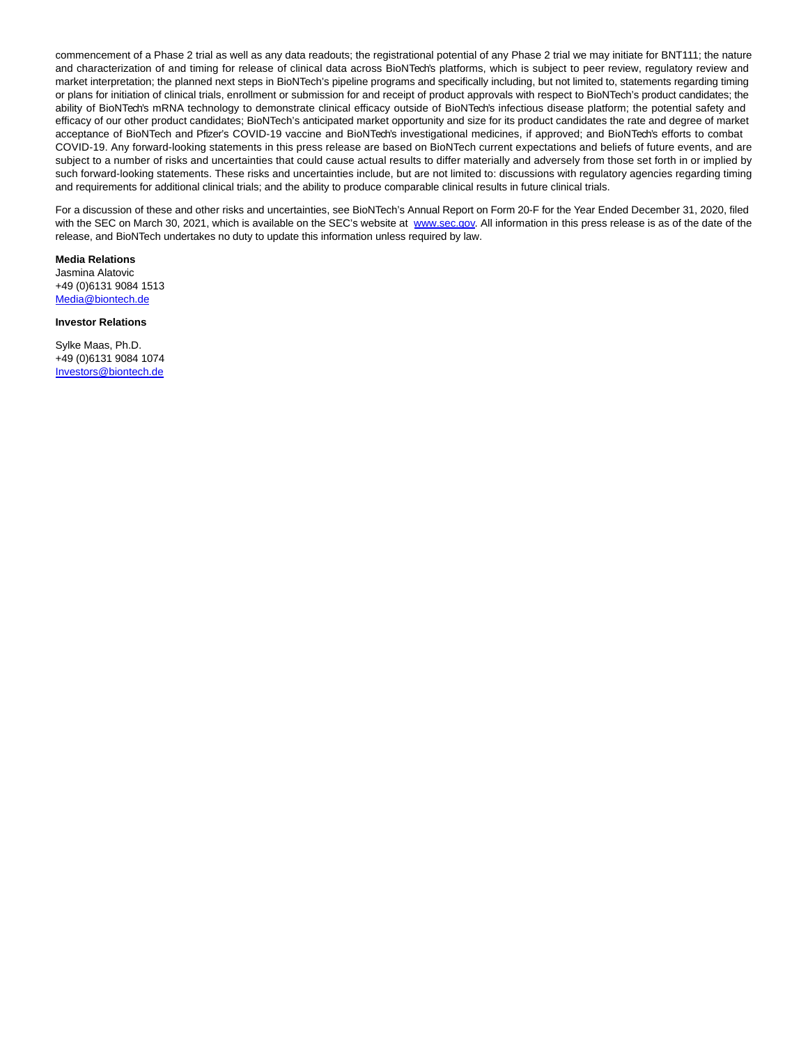commencement of a Phase 2 trial as well as any data readouts; the registrational potential of any Phase 2 trial we may initiate for BNT111; the nature and characterization of and timing for release of clinical data across BioNTech's platforms, which is subject to peer review, regulatory review and market interpretation; the planned next steps in BioNTech's pipeline programs and specifically including, but not limited to, statements regarding timing or plans for initiation of clinical trials, enrollment or submission for and receipt of product approvals with respect to BioNTech's product candidates; the ability of BioNTech's mRNA technology to demonstrate clinical efficacy outside of BioNTech's infectious disease platform; the potential safety and efficacy of our other product candidates; BioNTech's anticipated market opportunity and size for its product candidates the rate and degree of market acceptance of BioNTech and Pfizer's COVID-19 vaccine and BioNTech's investigational medicines, if approved; and BioNTech's efforts to combat COVID-19. Any forward-looking statements in this press release are based on BioNTech current expectations and beliefs of future events, and are subject to a number of risks and uncertainties that could cause actual results to differ materially and adversely from those set forth in or implied by such forward-looking statements. These risks and uncertainties include, but are not limited to: discussions with regulatory agencies regarding timing and requirements for additional clinical trials; and the ability to produce comparable clinical results in future clinical trials.

For a discussion of these and other risks and uncertainties, see BioNTech's Annual Report on Form 20-F for the Year Ended December 31, 2020, filed with the SEC on March 30, 2021, which is available on the SEC's website at www.sec.gov. All information in this press release is as of the date of the release, and BioNTech undertakes no duty to update this information unless required by law.

**Media Relations**
Jasmina Alatovic
+49 (0)6131 9084 1513
Media@biontech.de

**Investor Relations**

Sylke Maas, Ph.D.
+49 (0)6131 9084 1074
Investors@biontech.de